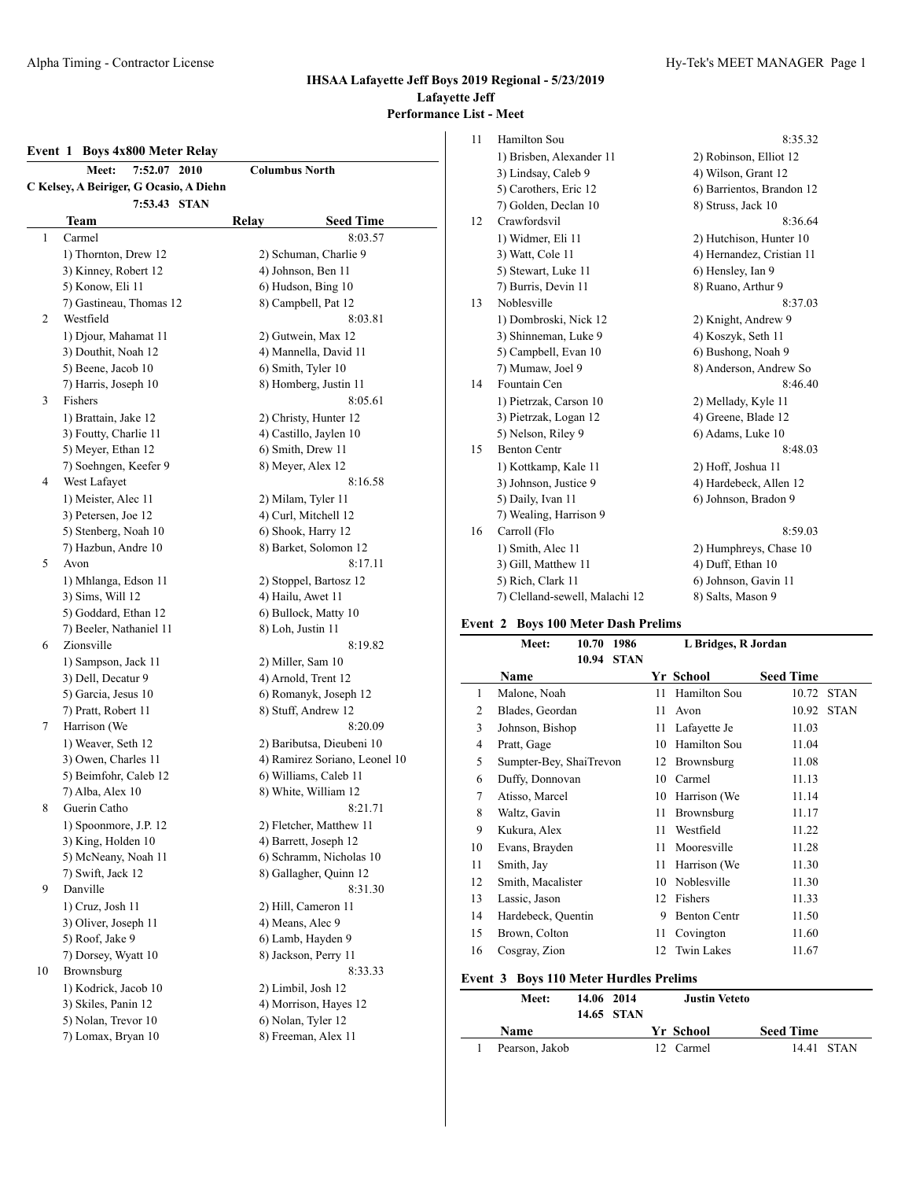# IHSAA Lafayette Jeff Boys 2019 Regional - 5/23/2019

## Lafayette Jeff

## Performance List - Meet

### Event 1 Boys 4x800 Meter Relay

| | Meet: | 7:52.07 | 2010 | Columbus North |
|---|---|---|---|---|
| | C Kelsey, A Beiriger, G Ocasio, A Diehn | | | |
| | | 7:53.43 | STAN | |

| | Team | Relay | Seed Time |
|---|---|---|---|
| 1 | Carmel | | 8:03.57 |
| | 1) Thornton, Drew 12 | 2) Schuman, Charlie 9 | |
| | 3) Kinney, Robert 12 | 4) Johnson, Ben 11 | |
| | 5) Konow, Eli 11 | 6) Hudson, Bing 10 | |
| | 7) Gastineau, Thomas 12 | 8) Campbell, Pat 12 | |
| 2 | Westfield | | 8:03.81 |
| | 1) Djour, Mahamat 11 | 2) Gutwein, Max 12 | |
| | 3) Douthit, Noah 12 | 4) Mannella, David 11 | |
| | 5) Beene, Jacob 10 | 6) Smith, Tyler 10 | |
| | 7) Harris, Joseph 10 | 8) Homberg, Justin 11 | |
| 3 | Fishers | | 8:05.61 |
| | 1) Brattain, Jake 12 | 2) Christy, Hunter 12 | |
| | 3) Foutty, Charlie 11 | 4) Castillo, Jaylen 10 | |
| | 5) Meyer, Ethan 12 | 6) Smith, Drew 11 | |
| | 7) Soehngen, Keefer 9 | 8) Meyer, Alex 12 | |
| 4 | West Lafayet | | 8:16.58 |
| | 1) Meister, Alec 11 | 2) Milam, Tyler 11 | |
| | 3) Petersen, Joe 12 | 4) Curl, Mitchell 12 | |
| | 5) Stenberg, Noah 10 | 6) Shook, Harry 12 | |
| | 7) Hazbun, Andre 10 | 8) Barket, Solomon 12 | |
| 5 | Avon | | 8:17.11 |
| | 1) Mhlanga, Edson 11 | 2) Stoppel, Bartosz 12 | |
| | 3) Sims, Will 12 | 4) Hailu, Awet 11 | |
| | 5) Goddard, Ethan 12 | 6) Bullock, Matty 10 | |
| | 7) Beeler, Nathaniel 11 | 8) Loh, Justin 11 | |
| 6 | Zionsville | | 8:19.82 |
| | 1) Sampson, Jack 11 | 2) Miller, Sam 10 | |
| | 3) Dell, Decatur 9 | 4) Arnold, Trent 12 | |
| | 5) Garcia, Jesus 10 | 6) Romanyk, Joseph 12 | |
| | 7) Pratt, Robert 11 | 8) Stuff, Andrew 12 | |
| 7 | Harrison (We | | 8:20.09 |
| | 1) Weaver, Seth 12 | 2) Baributsa, Dieubeni 10 | |
| | 3) Owen, Charles 11 | 4) Ramirez Soriano, Leonel 10 | |
| | 5) Beimfohr, Caleb 12 | 6) Williams, Caleb 11 | |
| | 7) Alba, Alex 10 | 8) White, William 12 | |
| 8 | Guerin Catho | | 8:21.71 |
| | 1) Spoonmore, J.P. 12 | 2) Fletcher, Matthew 11 | |
| | 3) King, Holden 10 | 4) Barrett, Joseph 12 | |
| | 5) McNeany, Noah 11 | 6) Schramm, Nicholas 10 | |
| | 7) Swift, Jack 12 | 8) Gallagher, Quinn 12 | |
| 9 | Danville | | 8:31.30 |
| | 1) Cruz, Josh 11 | 2) Hill, Cameron 11 | |
| | 3) Oliver, Joseph 11 | 4) Means, Alec 9 | |
| | 5) Roof, Jake 9 | 6) Lamb, Hayden 9 | |
| | 7) Dorsey, Wyatt 10 | 8) Jackson, Perry 11 | |
| 10 | Brownsburg | | 8:33.33 |
| | 1) Kodrick, Jacob 10 | 2) Limbil, Josh 12 | |
| | 3) Skiles, Panin 12 | 4) Morrison, Hayes 12 | |
| | 5) Nolan, Trevor 10 | 6) Nolan, Tyler 12 | |
| | 7) Lomax, Bryan 10 | 8) Freeman, Alex 11 | |
| 11 | Hamilton Sou | | 8:35.32 |
| | 1) Brisben, Alexander 11 | 2) Robinson, Elliot 12 | |
| | 3) Lindsay, Caleb 9 | 4) Wilson, Grant 12 | |
| | 5) Carothers, Eric 12 | 6) Barrientos, Brandon 12 | |
| | 7) Golden, Declan 10 | 8) Struss, Jack 10 | |
| 12 | Crawfordsvil | | 8:36.64 |
| | 1) Widmer, Eli 11 | 2) Hutchison, Hunter 10 | |
| | 3) Watt, Cole 11 | 4) Hernandez, Cristian 11 | |
| | 5) Stewart, Luke 11 | 6) Hensley, Ian 9 | |
| | 7) Burris, Devin 11 | 8) Ruano, Arthur 9 | |
| 13 | Noblesville | | 8:37.03 |
| | 1) Dombroski, Nick 12 | 2) Knight, Andrew 9 | |
| | 3) Shinneman, Luke 9 | 4) Koszyk, Seth 11 | |
| | 5) Campbell, Evan 10 | 6) Bushong, Noah 9 | |
| | 7) Mumaw, Joel 9 | 8) Anderson, Andrew So | |
| 14 | Fountain Cen | | 8:46.40 |
| | 1) Pietrzak, Carson 10 | 2) Mellady, Kyle 11 | |
| | 3) Pietrzak, Logan 12 | 4) Greene, Blade 12 | |
| | 5) Nelson, Riley 9 | 6) Adams, Luke 10 | |
| 15 | Benton Centr | | 8:48.03 |
| | 1) Kottkamp, Kale 11 | 2) Hoff, Joshua 11 | |
| | 3) Johnson, Justice 9 | 4) Hardebeck, Allen 12 | |
| | 5) Daily, Ivan 11 | 6) Johnson, Bradon 9 | |
| | 7) Wealing, Harrison 9 | | |
| 16 | Carroll (Flo | | 8:59.03 |
| | 1) Smith, Alec 11 | 2) Humphreys, Chase 10 | |
| | 3) Gill, Matthew 11 | 4) Duff, Ethan 10 | |
| | 5) Rich, Clark 11 | 6) Johnson, Gavin 11 | |
| | 7) Clelland-sewell, Malachi 12 | 8) Salts, Mason 9 | |

### Event 2 Boys 100 Meter Dash Prelims

| | Meet: | 10.70 | 1986 | L Bridges, R Jordan |
|---|---|---|---|---|
| | | 10.94 | STAN | |

| | Name | Yr | School | Seed Time | |
|---|---|---|---|---|---|
| 1 | Malone, Noah | 11 | Hamilton Sou | 10.72 | STAN |
| 2 | Blades, Geordan | 11 | Avon | 10.92 | STAN |
| 3 | Johnson, Bishop | 11 | Lafayette Je | 11.03 | |
| 4 | Pratt, Gage | 10 | Hamilton Sou | 11.04 | |
| 5 | Sumpter-Bey, ShaiTrevon | 12 | Brownsburg | 11.08 | |
| 6 | Duffy, Donnovan | 10 | Carmel | 11.13 | |
| 7 | Atisso, Marcel | 10 | Harrison (We | 11.14 | |
| 8 | Waltz, Gavin | 11 | Brownsburg | 11.17 | |
| 9 | Kukura, Alex | 11 | Westfield | 11.22 | |
| 10 | Evans, Brayden | 11 | Mooresville | 11.28 | |
| 11 | Smith, Jay | 11 | Harrison (We | 11.30 | |
| 12 | Smith, Macalister | 10 | Noblesville | 11.30 | |
| 13 | Lassic, Jason | 12 | Fishers | 11.33 | |
| 14 | Hardebeck, Quentin | 9 | Benton Centr | 11.50 | |
| 15 | Brown, Colton | 11 | Covington | 11.60 | |
| 16 | Cosgray, Zion | 12 | Twin Lakes | 11.67 | |

### Event 3 Boys 110 Meter Hurdles Prelims

| | Meet: | 14.06 | 2014 | Justin Veteto |
|---|---|---|---|---|
| | | 14.65 | STAN | |

| | Name | Yr | School | Seed Time | |
|---|---|---|---|---|---|
| 1 | Pearson, Jakob | 12 | Carmel | 14.41 | STAN |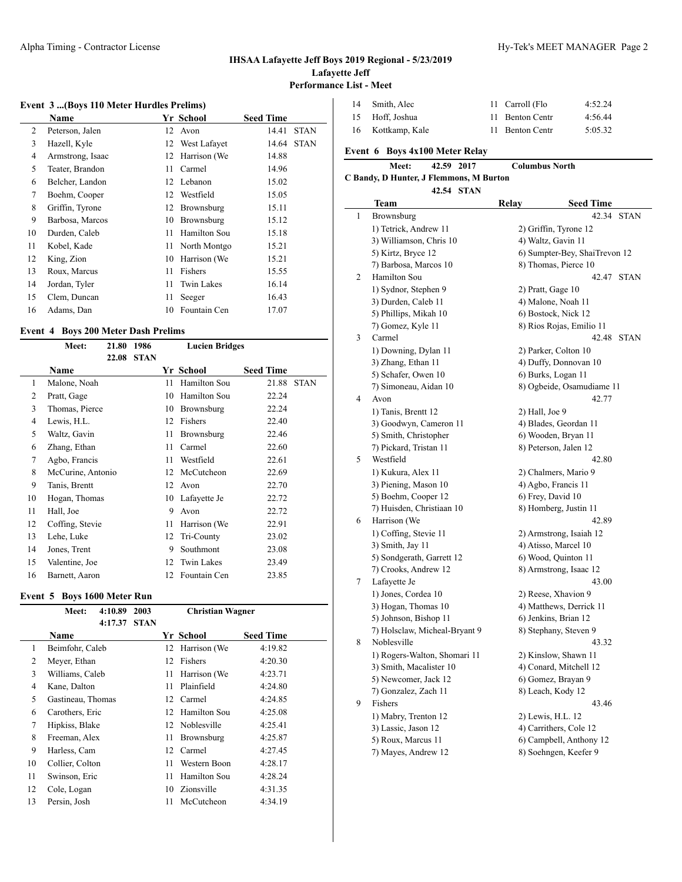## IHSAA Lafayette Jeff Boys 2019 Regional - 5/23/2019
### Lafayette Jeff
### Performance List - Meet

### Event 3 ...(Boys 110 Meter Hurdles Prelims)

| | Name | Yr | School | Seed Time | |
|---|---|---|---|---|---|
| 2 | Peterson, Jalen | 12 | Avon | 14.41 | STAN |
| 3 | Hazell, Kyle | 12 | West Lafayet | 14.64 | STAN |
| 4 | Armstrong, Isaac | 12 | Harrison (We | 14.88 | |
| 5 | Teater, Brandon | 11 | Carmel | 14.96 | |
| 6 | Belcher, Landon | 12 | Lebanon | 15.02 | |
| 7 | Boehm, Cooper | 12 | Westfield | 15.05 | |
| 8 | Griffin, Tyrone | 12 | Brownsburg | 15.11 | |
| 9 | Barbosa, Marcos | 10 | Brownsburg | 15.12 | |
| 10 | Durden, Caleb | 11 | Hamilton Sou | 15.18 | |
| 11 | Kobel, Kade | 11 | North Montgo | 15.21 | |
| 12 | King, Zion | 10 | Harrison (We | 15.21 | |
| 13 | Roux, Marcus | 11 | Fishers | 15.55 | |
| 14 | Jordan, Tyler | 11 | Twin Lakes | 16.14 | |
| 15 | Clem, Duncan | 11 | Seeger | 16.43 | |
| 16 | Adams, Dan | 10 | Fountain Cen | 17.07 | |

### Event 4 Boys 200 Meter Dash Prelims

Meet: 21.80 1986 Lucien Bridges
22.08 STAN

| | Name | Yr | School | Seed Time | |
|---|---|---|---|---|---|
| 1 | Malone, Noah | 11 | Hamilton Sou | 21.88 | STAN |
| 2 | Pratt, Gage | 10 | Hamilton Sou | 22.24 | |
| 3 | Thomas, Pierce | 10 | Brownsburg | 22.24 | |
| 4 | Lewis, H.L. | 12 | Fishers | 22.40 | |
| 5 | Waltz, Gavin | 11 | Brownsburg | 22.46 | |
| 6 | Zhang, Ethan | 11 | Carmel | 22.60 | |
| 7 | Agbo, Francis | 11 | Westfield | 22.61 | |
| 8 | McCurine, Antonio | 12 | McCutcheon | 22.69 | |
| 9 | Tanis, Brentt | 12 | Avon | 22.70 | |
| 10 | Hogan, Thomas | 10 | Lafayette Je | 22.72 | |
| 11 | Hall, Joe | 9 | Avon | 22.72 | |
| 12 | Coffing, Stevie | 11 | Harrison (We | 22.91 | |
| 13 | Lehe, Luke | 12 | Tri-County | 23.02 | |
| 14 | Jones, Trent | 9 | Southmont | 23.08 | |
| 15 | Valentine, Joe | 12 | Twin Lakes | 23.49 | |
| 16 | Barnett, Aaron | 12 | Fountain Cen | 23.85 | |

### Event 5 Boys 1600 Meter Run

Meet: 4:10.89 2003 Christian Wagner
4:17.37 STAN

| | Name | Yr | School | Seed Time |
|---|---|---|---|---|
| 1 | Beimfohr, Caleb | 12 | Harrison (We | 4:19.82 |
| 2 | Meyer, Ethan | 12 | Fishers | 4:20.30 |
| 3 | Williams, Caleb | 11 | Harrison (We | 4:23.71 |
| 4 | Kane, Dalton | 11 | Plainfield | 4:24.80 |
| 5 | Gastineau, Thomas | 12 | Carmel | 4:24.85 |
| 6 | Carothers, Eric | 12 | Hamilton Sou | 4:25.08 |
| 7 | Hipkiss, Blake | 12 | Noblesville | 4:25.41 |
| 8 | Freeman, Alex | 11 | Brownsburg | 4:25.87 |
| 9 | Harless, Cam | 12 | Carmel | 4:27.45 |
| 10 | Collier, Colton | 11 | Western Boon | 4:28.17 |
| 11 | Swinson, Eric | 11 | Hamilton Sou | 4:28.24 |
| 12 | Cole, Logan | 10 | Zionsville | 4:31.35 |
| 13 | Persin, Josh | 11 | McCutcheon | 4:34.19 |
| 14 | Smith, Alec | 11 | Carroll (Flo | 4:52.24 |
| 15 | Hoff, Joshua | 11 | Benton Centr | 4:56.44 |
| 16 | Kottkamp, Kale | 11 | Benton Centr | 5:05.32 |

### Event 6 Boys 4x100 Meter Relay

Meet: 42.59 2017 Columbus North
C Bandy, D Hunter, J Flemmons, M Burton
42.54 STAN

| | Team | Relay | Seed Time | |
|---|---|---|---|---|
| 1 | Brownsburg | | 42.34 | STAN |
| | 1) Tetrick, Andrew 11 | 2) Griffin, Tyrone 12 | | |
| | 3) Williamson, Chris 10 | 4) Waltz, Gavin 11 | | |
| | 5) Kirtz, Bryce 12 | 6) Sumpter-Bey, ShaiTrevon 12 | | |
| | 7) Barbosa, Marcos 10 | 8) Thomas, Pierce 10 | | |
| 2 | Hamilton Sou | | 42.47 | STAN |
| | 1) Sydnor, Stephen 9 | 2) Pratt, Gage 10 | | |
| | 3) Durden, Caleb 11 | 4) Malone, Noah 11 | | |
| | 5) Phillips, Mikah 10 | 6) Bostock, Nick 12 | | |
| | 7) Gomez, Kyle 11 | 8) Rios Rojas, Emilio 11 | | |
| 3 | Carmel | | 42.48 | STAN |
| | 1) Downing, Dylan 11 | 2) Parker, Colton 10 | | |
| | 3) Zhang, Ethan 11 | 4) Duffy, Donnovan 10 | | |
| | 5) Schafer, Owen 10 | 6) Burks, Logan 11 | | |
| | 7) Simoneau, Aidan 10 | 8) Ogbeide, Osamudiame 11 | | |
| 4 | Avon | | 42.77 | |
| | 1) Tanis, Brentt 12 | 2) Hall, Joe 9 | | |
| | 3) Goodwyn, Cameron 11 | 4) Blades, Geordan 11 | | |
| | 5) Smith, Christopher | 6) Wooden, Bryan 11 | | |
| | 7) Pickard, Tristan 11 | 8) Peterson, Jalen 12 | | |
| 5 | Westfield | | 42.80 | |
| | 1) Kukura, Alex 11 | 2) Chalmers, Mario 9 | | |
| | 3) Piening, Mason 10 | 4) Agbo, Francis 11 | | |
| | 5) Boehm, Cooper 12 | 6) Frey, David 10 | | |
| | 7) Huisden, Christiaan 10 | 8) Homberg, Justin 11 | | |
| 6 | Harrison (We | | 42.89 | |
| | 1) Coffing, Stevie 11 | 2) Armstrong, Isaiah 12 | | |
| | 3) Smith, Jay 11 | 4) Atisso, Marcel 10 | | |
| | 5) Sondgerath, Garrett 12 | 6) Wood, Quinton 11 | | |
| | 7) Crooks, Andrew 12 | 8) Armstrong, Isaac 12 | | |
| 7 | Lafayette Je | | 43.00 | |
| | 1) Jones, Cordea 10 | 2) Reese, Xhavion 9 | | |
| | 3) Hogan, Thomas 10 | 4) Matthews, Derrick 11 | | |
| | 5) Johnson, Bishop 11 | 6) Jenkins, Brian 12 | | |
| | 7) Holsclaw, Micheal-Bryant 9 | 8) Stephany, Steven 9 | | |
| 8 | Noblesville | | 43.32 | |
| | 1) Rogers-Walton, Shomari 11 | 2) Kinslow, Shawn 11 | | |
| | 3) Smith, Macalister 10 | 4) Conard, Mitchell 12 | | |
| | 5) Newcomer, Jack 12 | 6) Gomez, Brayan 9 | | |
| | 7) Gonzalez, Zach 11 | 8) Leach, Kody 12 | | |
| 9 | Fishers | | 43.46 | |
| | 1) Mabry, Trenton 12 | 2) Lewis, H.L. 12 | | |
| | 3) Lassic, Jason 12 | 4) Carrithers, Cole 12 | | |
| | 5) Roux, Marcus 11 | 6) Campbell, Anthony 12 | | |
| | 7) Mayes, Andrew 12 | 8) Soehngen, Keefer 9 | | |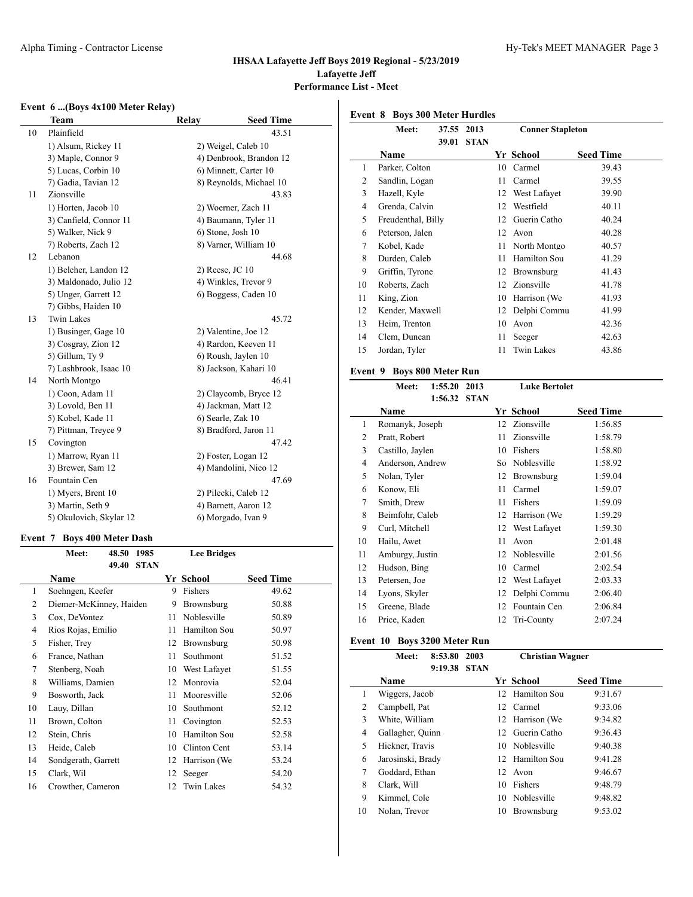# IHSAA Lafayette Jeff Boys 2019 Regional - 5/23/2019

## Lafayette Jeff

### Performance List - Meet

#### Event 6 ...(Boys 4x100 Meter Relay)

| | Team | Relay | Seed Time |
|---|---|---|---|
| 10 | Plainfield | | 43.51 |
| | 1) Alsum, Rickey 11 | 2) Weigel, Caleb 10 | |
| | 3) Maple, Connor 9 | 4) Denbrook, Brandon 12 | |
| | 5) Lucas, Corbin 10 | 6) Minnett, Carter 10 | |
| | 7) Gadia, Tavian 12 | 8) Reynolds, Michael 10 | |
| 11 | Zionsville | | 43.83 |
| | 1) Horten, Jacob 10 | 2) Woerner, Zach 11 | |
| | 3) Canfield, Connor 11 | 4) Baumann, Tyler 11 | |
| | 5) Walker, Nick 9 | 6) Stone, Josh 10 | |
| | 7) Roberts, Zach 12 | 8) Varner, William 10 | |
| 12 | Lebanon | | 44.68 |
| | 1) Belcher, Landon 12 | 2) Reese, JC 10 | |
| | 3) Maldonado, Julio 12 | 4) Winkles, Trevor 9 | |
| | 5) Unger, Garrett 12 | 6) Boggess, Caden 10 | |
| | 7) Gibbs, Haiden 10 | | |
| 13 | Twin Lakes | | 45.72 |
| | 1) Businger, Gage 10 | 2) Valentine, Joe 12 | |
| | 3) Cosgray, Zion 12 | 4) Rardon, Keeven 11 | |
| | 5) Gillum, Ty 9 | 6) Roush, Jaylen 10 | |
| | 7) Lashbrook, Isaac 10 | 8) Jackson, Kahari 10 | |
| 14 | North Montgo | | 46.41 |
| | 1) Coon, Adam 11 | 2) Claycomb, Bryce 12 | |
| | 3) Lovold, Ben 11 | 4) Jackman, Matt 12 | |
| | 5) Kobel, Kade 11 | 6) Searle, Zak 10 | |
| | 7) Pittman, Treyce 9 | 8) Bradford, Jaron 11 | |
| 15 | Covington | | 47.42 |
| | 1) Marrow, Ryan 11 | 2) Foster, Logan 12 | |
| | 3) Brewer, Sam 12 | 4) Mandolini, Nico 12 | |
| 16 | Fountain Cen | | 47.69 |
| | 1) Myers, Brent 10 | 2) Pilecki, Caleb 12 | |
| | 3) Martin, Seth 9 | 4) Barnett, Aaron 12 | |
| | 5) Okulovich, Skylar 12 | 6) Morgado, Ivan 9 | |

#### Event 7 Boys 400 Meter Dash

Meet: 48.50 1985 Lee Bridges
49.40 STAN

| | Name | Yr | School | Seed Time |
|---|---|---|---|---|
| 1 | Soehngen, Keefer | 9 | Fishers | 49.62 |
| 2 | Diemer-McKinney, Haiden | 9 | Brownsburg | 50.88 |
| 3 | Cox, DeVontez | 11 | Noblesville | 50.89 |
| 4 | Rios Rojas, Emilio | 11 | Hamilton Sou | 50.97 |
| 5 | Fisher, Trey | 12 | Brownsburg | 50.98 |
| 6 | France, Nathan | 11 | Southmont | 51.52 |
| 7 | Stenberg, Noah | 10 | West Lafayet | 51.55 |
| 8 | Williams, Damien | 12 | Monrovia | 52.04 |
| 9 | Bosworth, Jack | 11 | Mooresville | 52.06 |
| 10 | Lauy, Dillan | 10 | Southmont | 52.12 |
| 11 | Brown, Colton | 11 | Covington | 52.53 |
| 12 | Stein, Chris | 10 | Hamilton Sou | 52.58 |
| 13 | Heide, Caleb | 10 | Clinton Cent | 53.14 |
| 14 | Sondgerath, Garrett | 12 | Harrison (We | 53.24 |
| 15 | Clark, Wil | 12 | Seeger | 54.20 |
| 16 | Crowther, Cameron | 12 | Twin Lakes | 54.32 |

#### Event 8 Boys 300 Meter Hurdles

Meet: 37.55 2013 Conner Stapleton
39.01 STAN

| | Name | Yr | School | Seed Time |
|---|---|---|---|---|
| 1 | Parker, Colton | 10 | Carmel | 39.43 |
| 2 | Sandlin, Logan | 11 | Carmel | 39.55 |
| 3 | Hazell, Kyle | 12 | West Lafayet | 39.90 |
| 4 | Grenda, Calvin | 12 | Westfield | 40.11 |
| 5 | Freudenthal, Billy | 12 | Guerin Catho | 40.24 |
| 6 | Peterson, Jalen | 12 | Avon | 40.28 |
| 7 | Kobel, Kade | 11 | North Montgo | 40.57 |
| 8 | Durden, Caleb | 11 | Hamilton Sou | 41.29 |
| 9 | Griffin, Tyrone | 12 | Brownsburg | 41.43 |
| 10 | Roberts, Zach | 12 | Zionsville | 41.78 |
| 11 | King, Zion | 10 | Harrison (We | 41.93 |
| 12 | Kender, Maxwell | 12 | Delphi Commu | 41.99 |
| 13 | Heim, Trenton | 10 | Avon | 42.36 |
| 14 | Clem, Duncan | 11 | Seeger | 42.63 |
| 15 | Jordan, Tyler | 11 | Twin Lakes | 43.86 |

#### Event 9 Boys 800 Meter Run

Meet: 1:55.20 2013 Luke Bertolet
1:56.32 STAN

| | Name | Yr | School | Seed Time |
|---|---|---|---|---|
| 1 | Romanyk, Joseph | 12 | Zionsville | 1:56.85 |
| 2 | Pratt, Robert | 11 | Zionsville | 1:58.79 |
| 3 | Castillo, Jaylen | 10 | Fishers | 1:58.80 |
| 4 | Anderson, Andrew | So | Noblesville | 1:58.92 |
| 5 | Nolan, Tyler | 12 | Brownsburg | 1:59.04 |
| 6 | Konow, Eli | 11 | Carmel | 1:59.07 |
| 7 | Smith, Drew | 11 | Fishers | 1:59.09 |
| 8 | Beimfohr, Caleb | 12 | Harrison (We | 1:59.29 |
| 9 | Curl, Mitchell | 12 | West Lafayet | 1:59.30 |
| 10 | Hailu, Awet | 11 | Avon | 2:01.48 |
| 11 | Amburgy, Justin | 12 | Noblesville | 2:01.56 |
| 12 | Hudson, Bing | 10 | Carmel | 2:02.54 |
| 13 | Petersen, Joe | 12 | West Lafayet | 2:03.33 |
| 14 | Lyons, Skyler | 12 | Delphi Commu | 2:06.40 |
| 15 | Greene, Blade | 12 | Fountain Cen | 2:06.84 |
| 16 | Price, Kaden | 12 | Tri-County | 2:07.24 |

#### Event 10 Boys 3200 Meter Run

Meet: 8:53.80 2003 Christian Wagner
9:19.38 STAN

| | Name | Yr | School | Seed Time |
|---|---|---|---|---|
| 1 | Wiggers, Jacob | 12 | Hamilton Sou | 9:31.67 |
| 2 | Campbell, Pat | 12 | Carmel | 9:33.06 |
| 3 | White, William | 12 | Harrison (We | 9:34.82 |
| 4 | Gallagher, Quinn | 12 | Guerin Catho | 9:36.43 |
| 5 | Hickner, Travis | 10 | Noblesville | 9:40.38 |
| 6 | Jarosinski, Brady | 12 | Hamilton Sou | 9:41.28 |
| 7 | Goddard, Ethan | 12 | Avon | 9:46.67 |
| 8 | Clark, Will | 10 | Fishers | 9:48.79 |
| 9 | Kimmel, Cole | 10 | Noblesville | 9:48.82 |
| 10 | Nolan, Trevor | 10 | Brownsburg | 9:53.02 |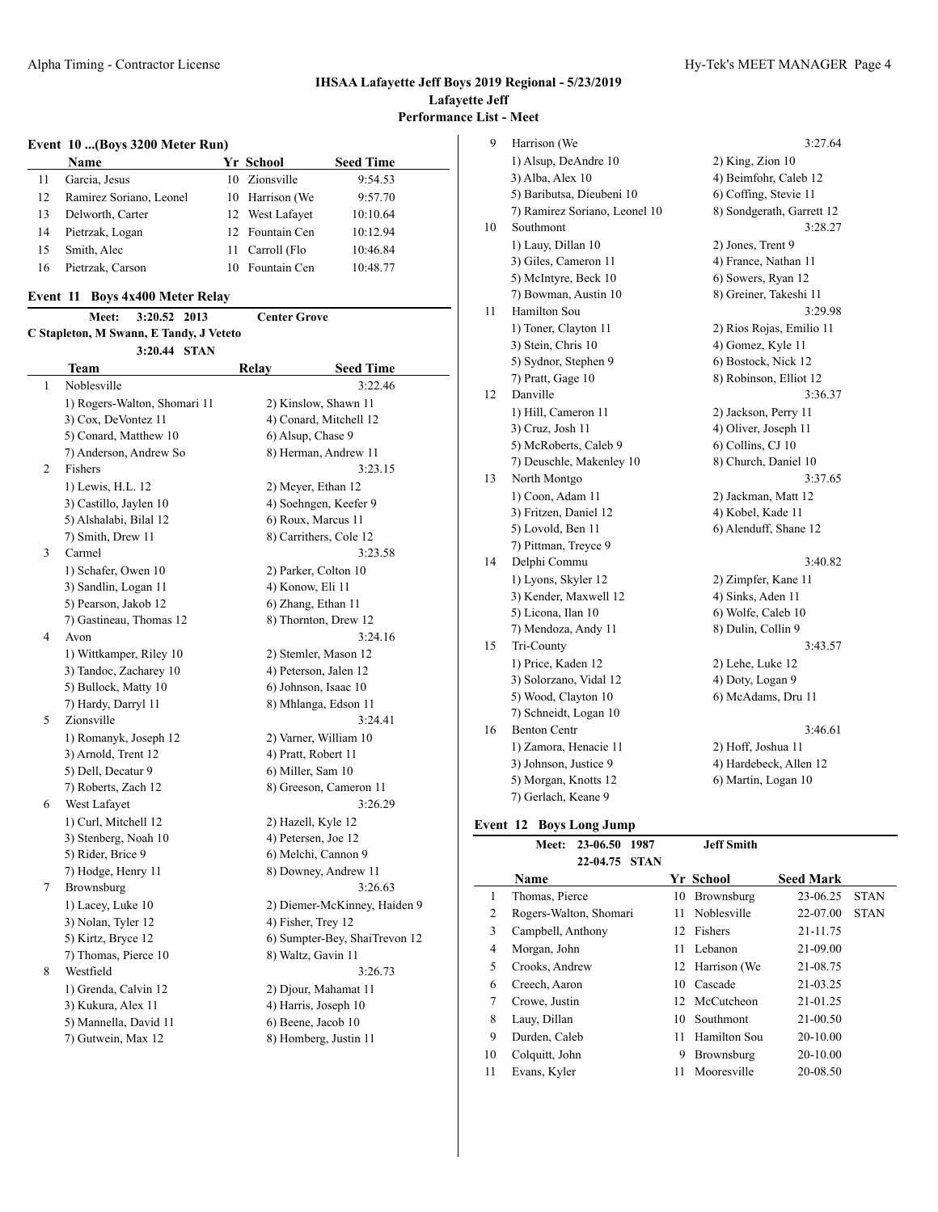## IHSAA Lafayette Jeff Boys 2019 Regional - 5/23/2019

### Lafayette Jeff

### Performance List - Meet

#### Event 10 ...(Boys 3200 Meter Run)

| | Name | Yr | School | Seed Time |
|---|---|---|---|---|
| 11 | Garcia, Jesus | 10 | Zionsville | 9:54.53 |
| 12 | Ramirez Soriano, Leonel | 10 | Harrison (We | 9:57.70 |
| 13 | Delworth, Carter | 12 | West Lafayet | 10:10.64 |
| 14 | Pietrzak, Logan | 12 | Fountain Cen | 10:12.94 |
| 15 | Smith, Alec | 11 | Carroll (Flo | 10:46.84 |
| 16 | Pietrzak, Carson | 10 | Fountain Cen | 10:48.77 |

#### Event 11 Boys 4x400 Meter Relay

Meet: 3:20.52 2013 Center Grove
C Stapleton, M Swann, E Tandy, J Veteto
3:20.44 STAN

| | Team | Relay | Seed Time |
|---|---|---|---|
| 1 | Noblesville | | 3:22.46 |
| | 1) Rogers-Walton, Shomari 11 | 2) Kinslow, Shawn 11 | |
| | 3) Cox, DeVontez 11 | 4) Conard, Mitchell 12 | |
| | 5) Conard, Matthew 10 | 6) Alsup, Chase 9 | |
| | 7) Anderson, Andrew So | 8) Herman, Andrew 11 | |
| 2 | Fishers | | 3:23.15 |
| | 1) Lewis, H.L. 12 | 2) Meyer, Ethan 12 | |
| | 3) Castillo, Jaylen 10 | 4) Soehngen, Keefer 9 | |
| | 5) Alshalabi, Bilal 12 | 6) Roux, Marcus 11 | |
| | 7) Smith, Drew 11 | 8) Carrithers, Cole 12 | |
| 3 | Carmel | | 3:23.58 |
| | 1) Schafer, Owen 10 | 2) Parker, Colton 10 | |
| | 3) Sandlin, Logan 11 | 4) Konow, Eli 11 | |
| | 5) Pearson, Jakob 12 | 6) Zhang, Ethan 11 | |
| | 7) Gastineau, Thomas 12 | 8) Thornton, Drew 12 | |
| 4 | Avon | | 3:24.16 |
| | 1) Wittkamper, Riley 10 | 2) Stemler, Mason 12 | |
| | 3) Tandoc, Zacharey 10 | 4) Peterson, Jalen 12 | |
| | 5) Bullock, Matty 10 | 6) Johnson, Isaac 10 | |
| | 7) Hardy, Darryl 11 | 8) Mhlanga, Edson 11 | |
| 5 | Zionsville | | 3:24.41 |
| | 1) Romanyk, Joseph 12 | 2) Varner, William 10 | |
| | 3) Arnold, Trent 12 | 4) Pratt, Robert 11 | |
| | 5) Dell, Decatur 9 | 6) Miller, Sam 10 | |
| | 7) Roberts, Zach 12 | 8) Greeson, Cameron 11 | |
| 6 | West Lafayet | | 3:26.29 |
| | 1) Curl, Mitchell 12 | 2) Hazell, Kyle 12 | |
| | 3) Stenberg, Noah 10 | 4) Petersen, Joe 12 | |
| | 5) Rider, Brice 9 | 6) Melchi, Cannon 9 | |
| | 7) Hodge, Henry 11 | 8) Downey, Andrew 11 | |
| 7 | Brownsburg | | 3:26.63 |
| | 1) Lacey, Luke 10 | 2) Diemer-McKinney, Haiden 9 | |
| | 3) Nolan, Tyler 12 | 4) Fisher, Trey 12 | |
| | 5) Kirtz, Bryce 12 | 6) Sumpter-Bey, ShaiTrevon 12 | |
| | 7) Thomas, Pierce 10 | 8) Waltz, Gavin 11 | |
| 8 | Westfield | | 3:26.73 |
| | 1) Grenda, Calvin 12 | 2) Djour, Mahamat 11 | |
| | 3) Kukura, Alex 11 | 4) Harris, Joseph 10 | |
| | 5) Mannella, David 11 | 6) Beene, Jacob 10 | |
| | 7) Gutwein, Max 12 | 8) Homberg, Justin 11 | |
| 9 | Harrison (We | | 3:27.64 |
| | 1) Alsup, DeAndre 10 | 2) King, Zion 10 | |
| | 3) Alba, Alex 10 | 4) Beimfohr, Caleb 12 | |
| | 5) Baributsa, Dieubeni 10 | 6) Coffing, Stevie 11 | |
| | 7) Ramirez Soriano, Leonel 10 | 8) Sondgerath, Garrett 12 | |
| 10 | Southmont | | 3:28.27 |
| | 1) Lauy, Dillan 10 | 2) Jones, Trent 9 | |
| | 3) Giles, Cameron 11 | 4) France, Nathan 11 | |
| | 5) McIntyre, Beck 10 | 6) Sowers, Ryan 12 | |
| | 7) Bowman, Austin 10 | 8) Greiner, Takeshi 11 | |
| 11 | Hamilton Sou | | 3:29.98 |
| | 1) Toner, Clayton 11 | 2) Rios Rojas, Emilio 11 | |
| | 3) Stein, Chris 10 | 4) Gomez, Kyle 11 | |
| | 5) Sydnor, Stephen 9 | 6) Bostock, Nick 12 | |
| | 7) Pratt, Gage 10 | 8) Robinson, Elliot 12 | |
| 12 | Danville | | 3:36.37 |
| | 1) Hill, Cameron 11 | 2) Jackson, Perry 11 | |
| | 3) Cruz, Josh 11 | 4) Oliver, Joseph 11 | |
| | 5) McRoberts, Caleb 9 | 6) Collins, CJ 10 | |
| | 7) Deuschle, Makenley 10 | 8) Church, Daniel 10 | |
| 13 | North Montgo | | 3:37.65 |
| | 1) Coon, Adam 11 | 2) Jackman, Matt 12 | |
| | 3) Fritzen, Daniel 12 | 4) Kobel, Kade 11 | |
| | 5) Lovold, Ben 11 | 6) Alenduff, Shane 12 | |
| | 7) Pittman, Treyce 9 | | |
| 14 | Delphi Commu | | 3:40.82 |
| | 1) Lyons, Skyler 12 | 2) Zimpfer, Kane 11 | |
| | 3) Kender, Maxwell 12 | 4) Sinks, Aden 11 | |
| | 5) Licona, Ilan 10 | 6) Wolfe, Caleb 10 | |
| | 7) Mendoza, Andy 11 | 8) Dulin, Collin 9 | |
| 15 | Tri-County | | 3:43.57 |
| | 1) Price, Kaden 12 | 2) Lehe, Luke 12 | |
| | 3) Solorzano, Vidal 12 | 4) Doty, Logan 9 | |
| | 5) Wood, Clayton 10 | 6) McAdams, Dru 11 | |
| | 7) Schneidt, Logan 10 | | |
| 16 | Benton Centr | | 3:46.61 |
| | 1) Zamora, Henacie 11 | 2) Hoff, Joshua 11 | |
| | 3) Johnson, Justice 9 | 4) Hardebeck, Allen 12 | |
| | 5) Morgan, Knotts 12 | 6) Martin, Logan 10 | |
| | 7) Gerlach, Keane 9 | | |

#### Event 12 Boys Long Jump

Meet: 23-06.50 1987 Jeff Smith
22-04.75 STAN

| | Name | Yr | School | Seed Mark | |
|---|---|---|---|---|---|
| 1 | Thomas, Pierce | 10 | Brownsburg | 23-06.25 | STAN |
| 2 | Rogers-Walton, Shomari | 11 | Noblesville | 22-07.00 | STAN |
| 3 | Campbell, Anthony | 12 | Fishers | 21-11.75 | |
| 4 | Morgan, John | 11 | Lebanon | 21-09.00 | |
| 5 | Crooks, Andrew | 12 | Harrison (We | 21-08.75 | |
| 6 | Creech, Aaron | 10 | Cascade | 21-03.25 | |
| 7 | Crowe, Justin | 12 | McCutcheon | 21-01.25 | |
| 8 | Lauy, Dillan | 10 | Southmont | 21-00.50 | |
| 9 | Durden, Caleb | 11 | Hamilton Sou | 20-10.00 | |
| 10 | Colquitt, John | 9 | Brownsburg | 20-10.00 | |
| 11 | Evans, Kyler | 11 | Mooresville | 20-08.50 | |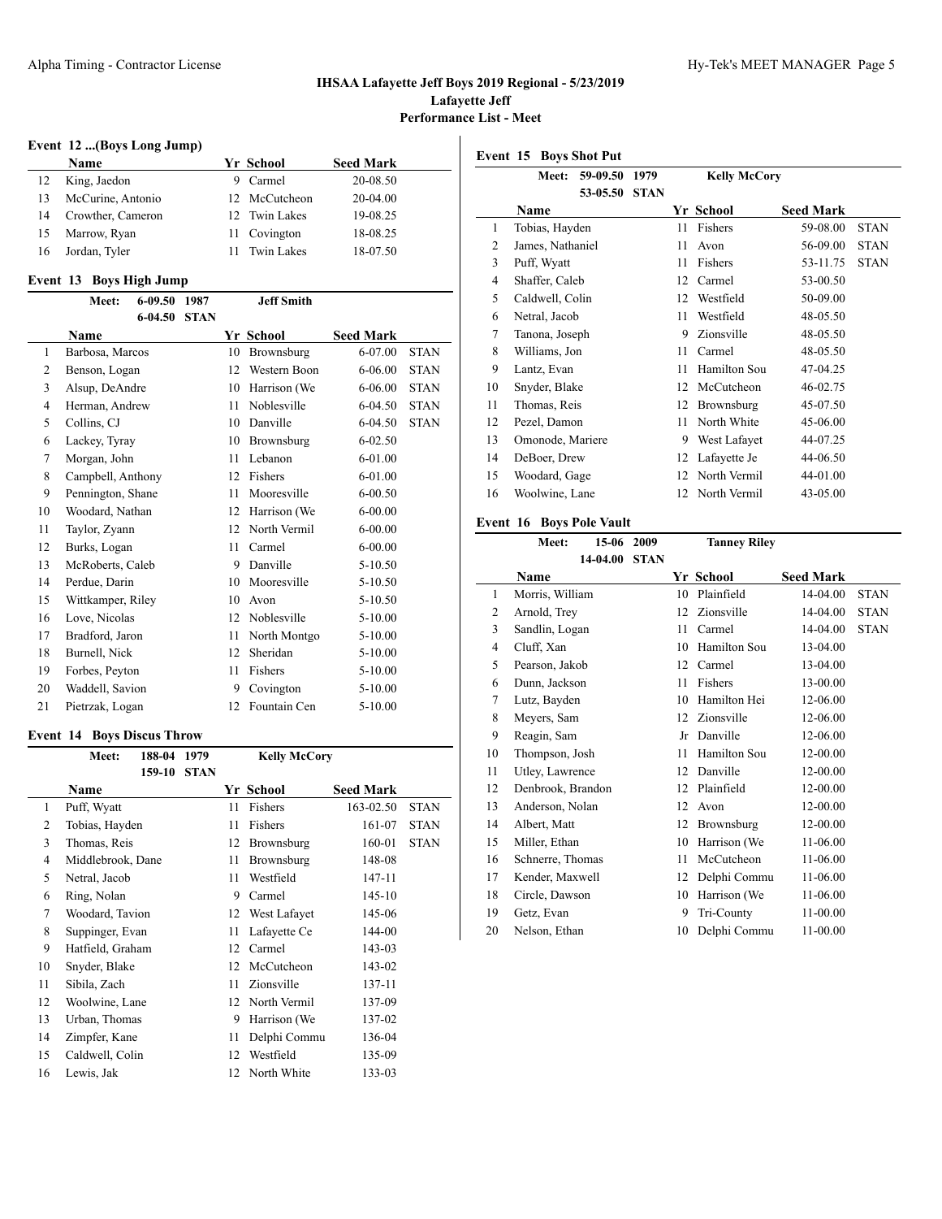# IHSAA Lafayette Jeff Boys 2019 Regional - 5/23/2019

## Lafayette Jeff

## Performance List - Meet

### Event 12 ...(Boys Long Jump)

| | Name | Yr | School | Seed Mark |
|---|---|---|---|---|
| 12 | King, Jaedon | 9 | Carmel | 20-08.50 |
| 13 | McCurine, Antonio | 12 | McCutcheon | 20-04.00 |
| 14 | Crowther, Cameron | 12 | Twin Lakes | 19-08.25 |
| 15 | Marrow, Ryan | 11 | Covington | 18-08.25 |
| 16 | Jordan, Tyler | 11 | Twin Lakes | 18-07.50 |

### Event 13 Boys High Jump

Meet: 6-09.50 1987 Jeff Smith
6-04.50 STAN

| | Name | Yr | School | Seed Mark | |
|---|---|---|---|---|---|
| 1 | Barbosa, Marcos | 10 | Brownsburg | 6-07.00 | STAN |
| 2 | Benson, Logan | 12 | Western Boon | 6-06.00 | STAN |
| 3 | Alsup, DeAndre | 10 | Harrison (We | 6-06.00 | STAN |
| 4 | Herman, Andrew | 11 | Noblesville | 6-04.50 | STAN |
| 5 | Collins, CJ | 10 | Danville | 6-04.50 | STAN |
| 6 | Lackey, Tyray | 10 | Brownsburg | 6-02.50 | |
| 7 | Morgan, John | 11 | Lebanon | 6-01.00 | |
| 8 | Campbell, Anthony | 12 | Fishers | 6-01.00 | |
| 9 | Pennington, Shane | 11 | Mooresville | 6-00.50 | |
| 10 | Woodard, Nathan | 12 | Harrison (We | 6-00.00 | |
| 11 | Taylor, Zyann | 12 | North Vermil | 6-00.00 | |
| 12 | Burks, Logan | 11 | Carmel | 6-00.00 | |
| 13 | McRoberts, Caleb | 9 | Danville | 5-10.50 | |
| 14 | Perdue, Darin | 10 | Mooresville | 5-10.50 | |
| 15 | Wittkamper, Riley | 10 | Avon | 5-10.50 | |
| 16 | Love, Nicolas | 12 | Noblesville | 5-10.00 | |
| 17 | Bradford, Jaron | 11 | North Montgo | 5-10.00 | |
| 18 | Burnell, Nick | 12 | Sheridan | 5-10.00 | |
| 19 | Forbes, Peyton | 11 | Fishers | 5-10.00 | |
| 20 | Waddell, Savion | 9 | Covington | 5-10.00 | |
| 21 | Pietrzak, Logan | 12 | Fountain Cen | 5-10.00 | |

### Event 14 Boys Discus Throw

Meet: 188-04 1979 Kelly McCory
159-10 STAN

| | Name | Yr | School | Seed Mark | |
|---|---|---|---|---|---|
| 1 | Puff, Wyatt | 11 | Fishers | 163-02.50 | STAN |
| 2 | Tobias, Hayden | 11 | Fishers | 161-07 | STAN |
| 3 | Thomas, Reis | 12 | Brownsburg | 160-01 | STAN |
| 4 | Middlebrook, Dane | 11 | Brownsburg | 148-08 | |
| 5 | Netral, Jacob | 11 | Westfield | 147-11 | |
| 6 | Ring, Nolan | 9 | Carmel | 145-10 | |
| 7 | Woodard, Tavion | 12 | West Lafayet | 145-06 | |
| 8 | Suppinger, Evan | 11 | Lafayette Ce | 144-00 | |
| 9 | Hatfield, Graham | 12 | Carmel | 143-03 | |
| 10 | Snyder, Blake | 12 | McCutcheon | 143-02 | |
| 11 | Sibila, Zach | 11 | Zionsville | 137-11 | |
| 12 | Woolwine, Lane | 12 | North Vermil | 137-09 | |
| 13 | Urban, Thomas | 9 | Harrison (We | 137-02 | |
| 14 | Zimpfer, Kane | 11 | Delphi Commu | 136-04 | |
| 15 | Caldwell, Colin | 12 | Westfield | 135-09 | |
| 16 | Lewis, Jak | 12 | North White | 133-03 | |

### Event 15 Boys Shot Put

Meet: 59-09.50 1979 Kelly McCory
53-05.50 STAN

| | Name | Yr | School | Seed Mark | |
|---|---|---|---|---|---|
| 1 | Tobias, Hayden | 11 | Fishers | 59-08.00 | STAN |
| 2 | James, Nathaniel | 11 | Avon | 56-09.00 | STAN |
| 3 | Puff, Wyatt | 11 | Fishers | 53-11.75 | STAN |
| 4 | Shaffer, Caleb | 12 | Carmel | 53-00.50 | |
| 5 | Caldwell, Colin | 12 | Westfield | 50-09.00 | |
| 6 | Netral, Jacob | 11 | Westfield | 48-05.50 | |
| 7 | Tanona, Joseph | 9 | Zionsville | 48-05.50 | |
| 8 | Williams, Jon | 11 | Carmel | 48-05.50 | |
| 9 | Lantz, Evan | 11 | Hamilton Sou | 47-04.25 | |
| 10 | Snyder, Blake | 12 | McCutcheon | 46-02.75 | |
| 11 | Thomas, Reis | 12 | Brownsburg | 45-07.50 | |
| 12 | Pezel, Damon | 11 | North White | 45-06.00 | |
| 13 | Omonode, Mariere | 9 | West Lafayet | 44-07.25 | |
| 14 | DeBoer, Drew | 12 | Lafayette Je | 44-06.50 | |
| 15 | Woodard, Gage | 12 | North Vermil | 44-01.00 | |
| 16 | Woolwine, Lane | 12 | North Vermil | 43-05.00 | |

### Event 16 Boys Pole Vault

Meet: 15-06 2009 Tanney Riley
14-04.00 STAN

| | Name | Yr | School | Seed Mark | |
|---|---|---|---|---|---|
| 1 | Morris, William | 10 | Plainfield | 14-04.00 | STAN |
| 2 | Arnold, Trey | 12 | Zionsville | 14-04.00 | STAN |
| 3 | Sandlin, Logan | 11 | Carmel | 14-04.00 | STAN |
| 4 | Cluff, Xan | 10 | Hamilton Sou | 13-04.00 | |
| 5 | Pearson, Jakob | 12 | Carmel | 13-04.00 | |
| 6 | Dunn, Jackson | 11 | Fishers | 13-00.00 | |
| 7 | Lutz, Bayden | 10 | Hamilton Hei | 12-06.00 | |
| 8 | Meyers, Sam | 12 | Zionsville | 12-06.00 | |
| 9 | Reagin, Sam | Jr | Danville | 12-06.00 | |
| 10 | Thompson, Josh | 11 | Hamilton Sou | 12-00.00 | |
| 11 | Utley, Lawrence | 12 | Danville | 12-00.00 | |
| 12 | Denbrook, Brandon | 12 | Plainfield | 12-00.00 | |
| 13 | Anderson, Nolan | 12 | Avon | 12-00.00 | |
| 14 | Albert, Matt | 12 | Brownsburg | 12-00.00 | |
| 15 | Miller, Ethan | 10 | Harrison (We | 11-06.00 | |
| 16 | Schnerre, Thomas | 11 | McCutcheon | 11-06.00 | |
| 17 | Kender, Maxwell | 12 | Delphi Commu | 11-06.00 | |
| 18 | Circle, Dawson | 10 | Harrison (We | 11-06.00 | |
| 19 | Getz, Evan | 9 | Tri-County | 11-00.00 | |
| 20 | Nelson, Ethan | 10 | Delphi Commu | 11-00.00 | |